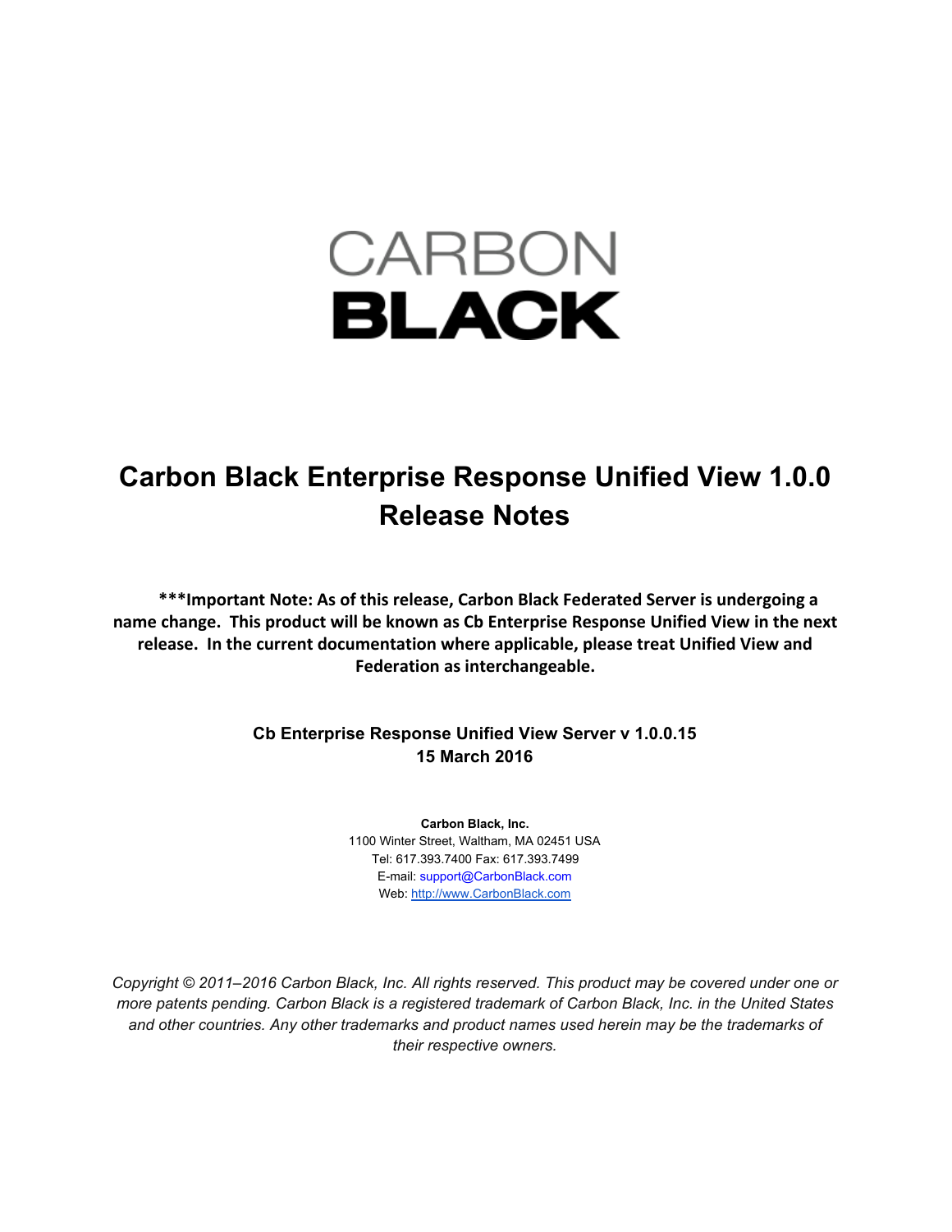CARBON
BLACK

# Carbon Black Enterprise Response Unified View 1.0.0 Release Notes

**\*\*\*Important Note: As of this release, Carbon Black Federated Server is undergoing a name change. This product will be known as Cb Enterprise Response Unified View in the next release. In the current documentation where applicable, please treat Unified View and Federation as interchangeable.**

**Cb Enterprise Response Unified View Server v 1.0.0.15**
**15 March 2016**

**Carbon Black, Inc.**
1100 Winter Street, Waltham, MA 02451 USA
Tel: 617.393.7400 Fax: 617.393.7499
E-mail: support@CarbonBlack.com
Web: http://www.CarbonBlack.com

*Copyright © 2011–2016 Carbon Black, Inc. All rights reserved. This product may be covered under one or more patents pending. Carbon Black is a registered trademark of Carbon Black, Inc. in the United States and other countries. Any other trademarks and product names used herein may be the trademarks of their respective owners.*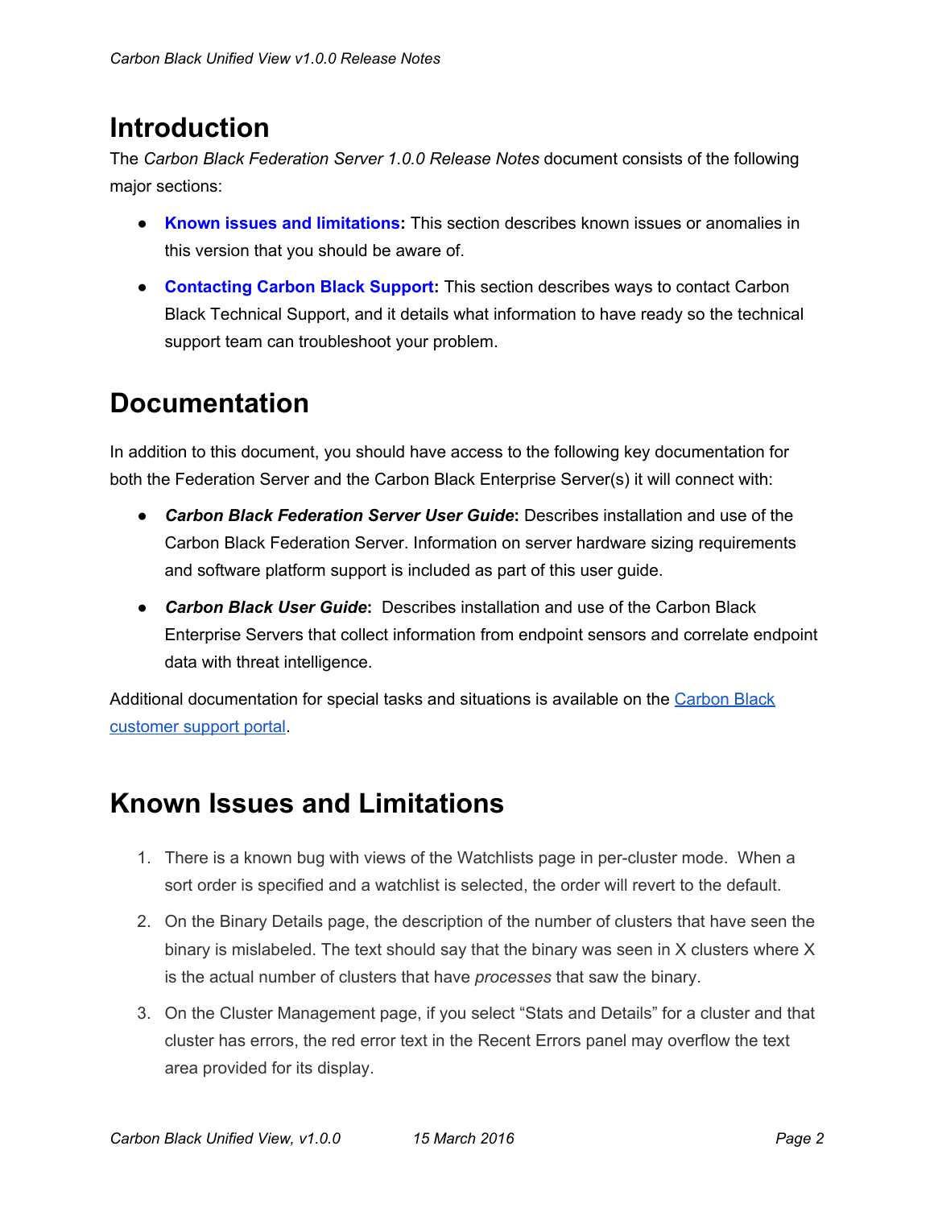# Introduction

The *Carbon Black Federation Server 1.0.0 Release Notes* document consists of the following major sections:

- **Known issues and limitations:** This section describes known issues or anomalies in this version that you should be aware of.
- **Contacting Carbon Black Support:** This section describes ways to contact Carbon Black Technical Support, and it details what information to have ready so the technical support team can troubleshoot your problem.

# Documentation

In addition to this document, you should have access to the following key documentation for both the Federation Server and the Carbon Black Enterprise Server(s) it will connect with:

- ***Carbon Black Federation Server User Guide*:** Describes installation and use of the Carbon Black Federation Server. Information on server hardware sizing requirements and software platform support is included as part of this user guide.
- ***Carbon Black User Guide*:** Describes installation and use of the Carbon Black Enterprise Servers that collect information from endpoint sensors and correlate endpoint data with threat intelligence.

Additional documentation for special tasks and situations is available on the Carbon Black customer support portal.

# Known Issues and Limitations

1. There is a known bug with views of the Watchlists page in per-cluster mode. When a sort order is specified and a watchlist is selected, the order will revert to the default.
2. On the Binary Details page, the description of the number of clusters that have seen the binary is mislabeled. The text should say that the binary was seen in X clusters where X is the actual number of clusters that have *processes* that saw the binary.
3. On the Cluster Management page, if you select "Stats and Details" for a cluster and that cluster has errors, the red error text in the Recent Errors panel may overflow the text area provided for its display.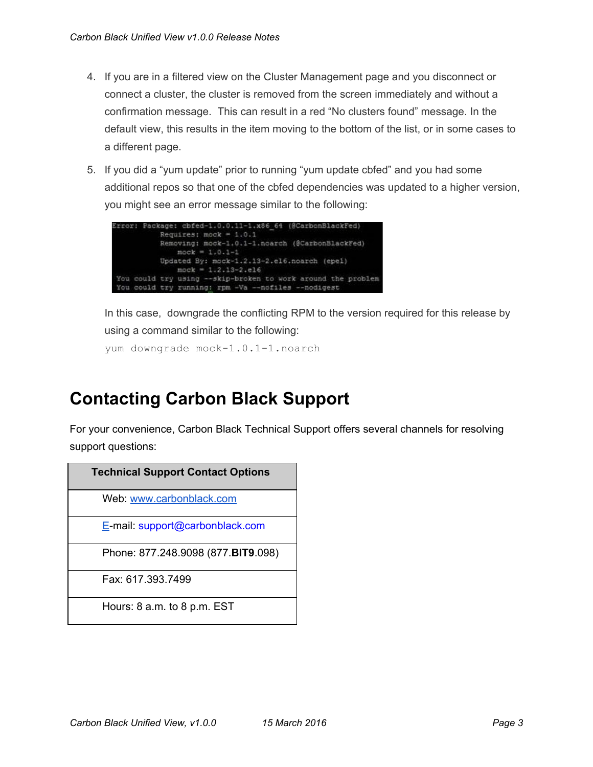4. If you are in a filtered view on the Cluster Management page and you disconnect or connect a cluster, the cluster is removed from the screen immediately and without a confirmation message. This can result in a red "No clusters found" message. In the default view, this results in the item moving to the bottom of the list, or in some cases to a different page.

5. If you did a "yum update" prior to running "yum update cbfed" and you had some additional repos so that one of the cbfed dependencies was updated to a higher version, you might see an error message similar to the following:

```
Error: Package: cbfed-1.0.0.11-1.x86_64 (@CarbonBlackFed)
           Requires: mock = 1.0.1
           Removing: mock-1.0.1-1.noarch (@CarbonBlackFed)
               mock = 1.0.1-1
           Updated By: mock-1.2.13-2.el6.noarch (epel)
               mock = 1.2.13-2.el6
 You could try using --skip-broken to work around the problem
 You could try running: rpm -Va --nofiles --nodigest
```

   In this case, downgrade the conflicting RPM to the version required for this release by using a command similar to the following:

   ```
   yum downgrade mock-1.0.1-1.noarch
   ```

# Contacting Carbon Black Support

For your convenience, Carbon Black Technical Support offers several channels for resolving support questions:

| Technical Support Contact Options |
|---|
| Web: www.carbonblack.com |
| E-mail: support@carbonblack.com |
| Phone: 877.248.9098 (877.**BIT9**.098) |
| Fax: 617.393.7499 |
| Hours: 8 a.m. to 8 p.m. EST |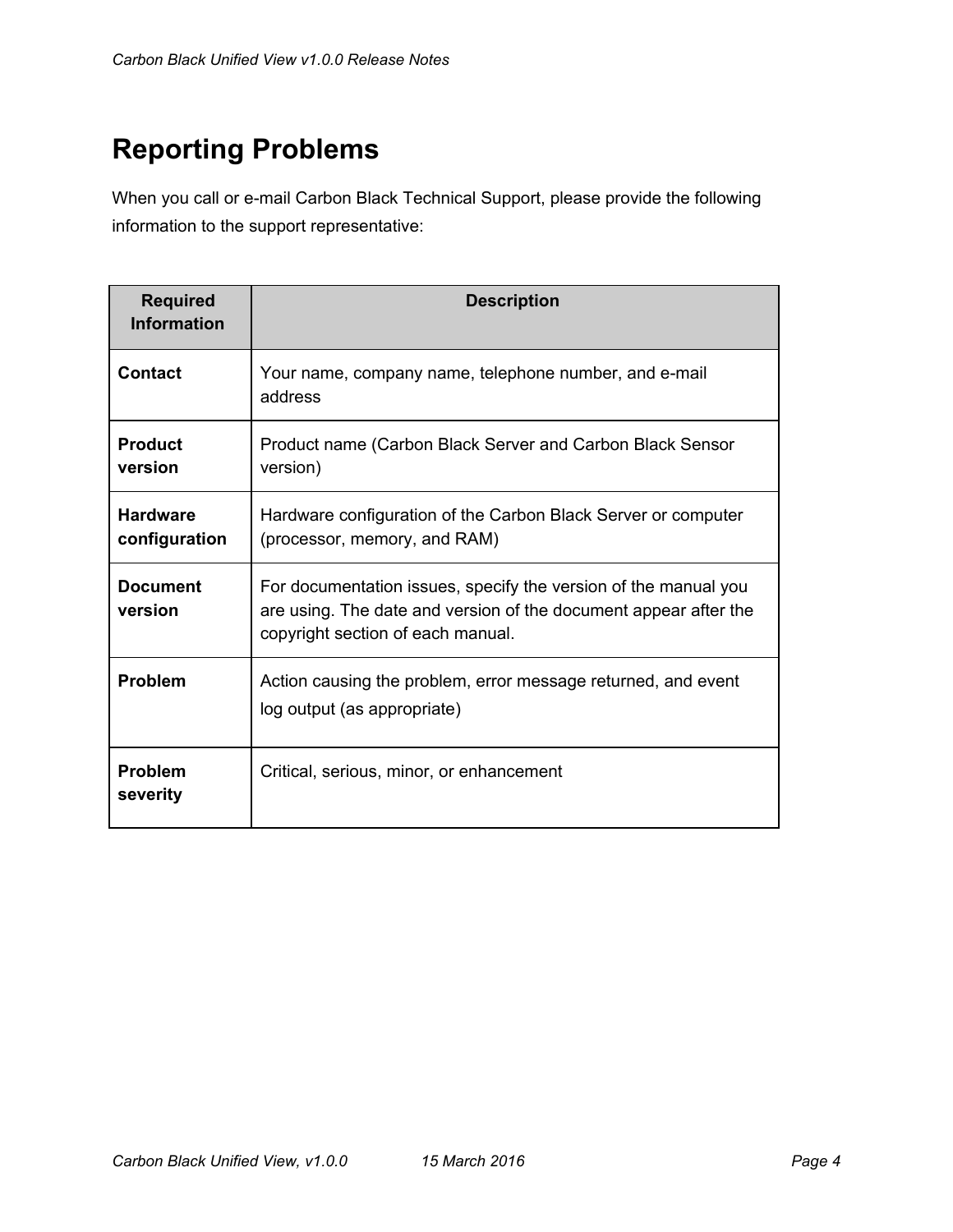# Reporting Problems

When you call or e-mail Carbon Black Technical Support, please provide the following information to the support representative:

| Required Information | Description |
|---|---|
| **Contact** | Your name, company name, telephone number, and e-mail address |
| **Product version** | Product name (Carbon Black Server and Carbon Black Sensor version) |
| **Hardware configuration** | Hardware configuration of the Carbon Black Server or computer (processor, memory, and RAM) |
| **Document version** | For documentation issues, specify the version of the manual you are using. The date and version of the document appear after the copyright section of each manual. |
| **Problem** | Action causing the problem, error message returned, and event log output (as appropriate) |
| **Problem severity** | Critical, serious, minor, or enhancement |